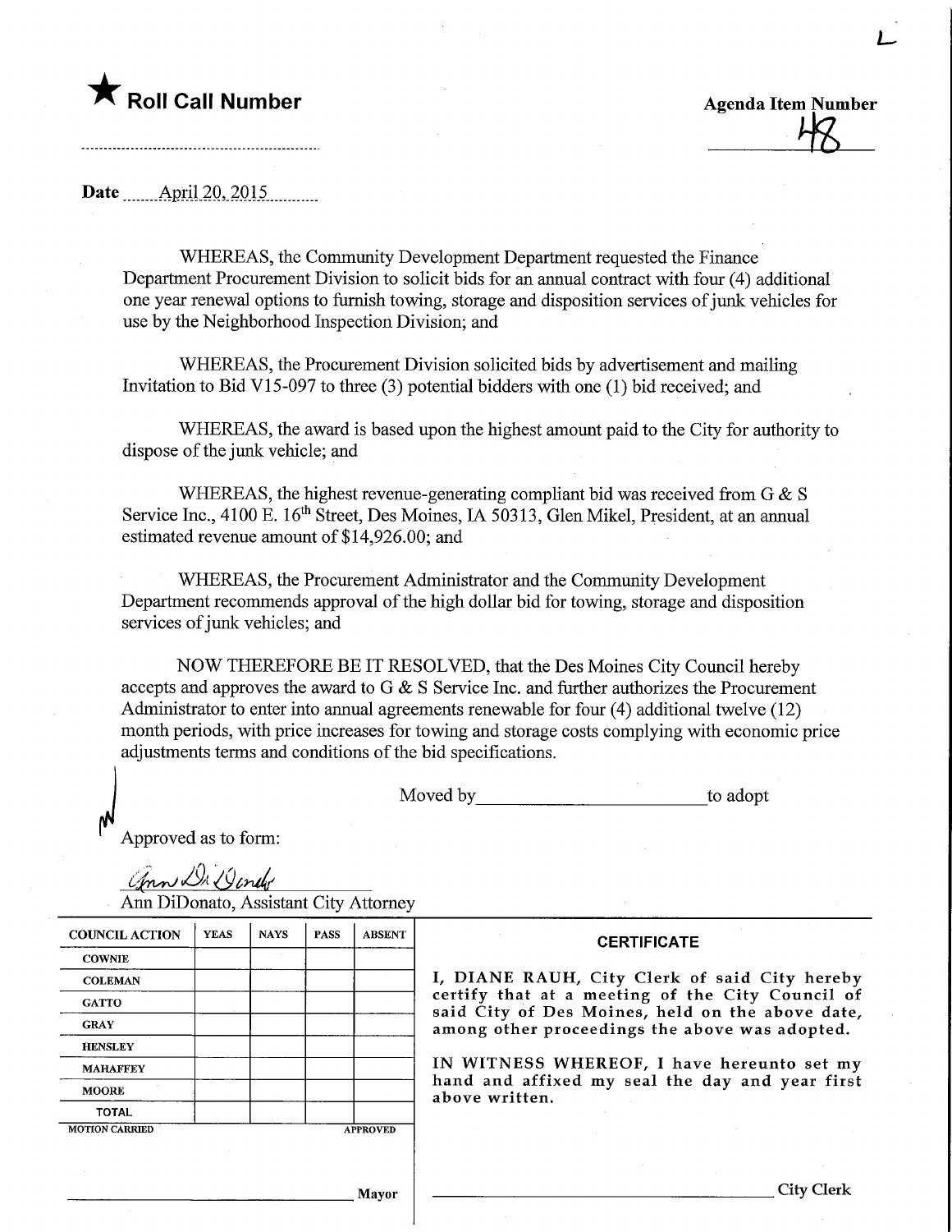L

★ **Roll Call Number**

**Agenda Item Number**
48

**Date** April 20, 2015

WHEREAS, the Community Development Department requested the Finance Department Procurement Division to solicit bids for an annual contract with four (4) additional one year renewal options to furnish towing, storage and disposition services of junk vehicles for use by the Neighborhood Inspection Division; and

WHEREAS, the Procurement Division solicited bids by advertisement and mailing Invitation to Bid V15-097 to three (3) potential bidders with one (1) bid received; and

WHEREAS, the award is based upon the highest amount paid to the City for authority to dispose of the junk vehicle; and

WHEREAS, the highest revenue-generating compliant bid was received from G & S Service Inc., 4100 E. 16th Street, Des Moines, IA 50313, Glen Mikel, President, at an annual estimated revenue amount of $14,926.00; and

WHEREAS, the Procurement Administrator and the Community Development Department recommends approval of the high dollar bid for towing, storage and disposition services of junk vehicles; and

NOW THEREFORE BE IT RESOLVED, that the Des Moines City Council hereby accepts and approves the award to G & S Service Inc. and further authorizes the Procurement Administrator to enter into annual agreements renewable for four (4) additional twelve (12) month periods, with price increases for towing and storage costs complying with economic price adjustments terms and conditions of the bid specifications.

Moved by ______________________ to adopt

Approved as to form:

Ann DiDonato
Ann DiDonato, Assistant City Attorney

| COUNCIL ACTION | YEAS | NAYS | PASS | ABSENT |
|---|---|---|---|---|
| COWNIE | | | | |
| COLEMAN | | | | |
| GATTO | | | | |
| GRAY | | | | |
| HENSLEY | | | | |
| MAHAFFEY | | | | |
| MOORE | | | | |
| TOTAL | | | | |

MOTION CARRIED APPROVED

______________________ Mayor

**CERTIFICATE**

I, DIANE RAUH, City Clerk of said City hereby certify that at a meeting of the City Council of said City of Des Moines, held on the above date, among other proceedings the above was adopted.

IN WITNESS WHEREOF, I have hereunto set my hand and affixed my seal the day and year first above written.

______________________ City Clerk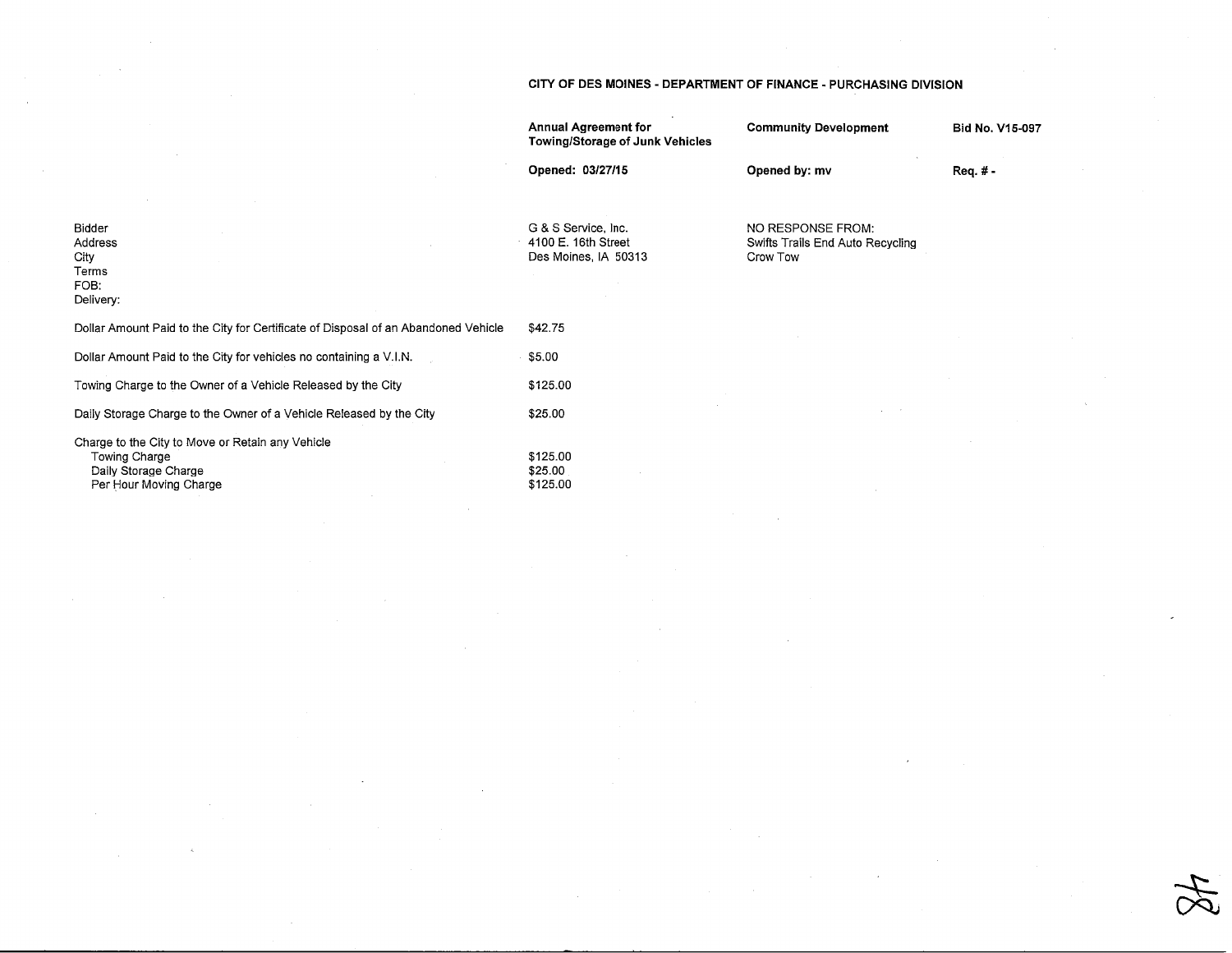**CITY OF DES MOINES - DEPARTMENT OF FINANCE - PURCHASING DIVISION**

| | | | |
|---|---|---|---|
| | **Annual Agreement for Towing/Storage of Junk Vehicles** | **Community Development** | **Bid No. V15-097** |
| | **Opened: 03/27/15** | **Opened by: mv** | **Req. # -** |
| Bidder<br>Address<br>City<br>Terms<br>FOB:<br>Delivery: | G & S Service, Inc.<br>4100 E. 16th Street<br>Des Moines, IA 50313 | NO RESPONSE FROM:<br>Swifts Trails End Auto Recycling<br>Crow Tow | |
| Dollar Amount Paid to the City for Certificate of Disposal of an Abandoned Vehicle | $42.75 | | |
| Dollar Amount Paid to the City for vehicles no containing a V.I.N. | $5.00 | | |
| Towing Charge to the Owner of a Vehicle Released by the City | $125.00 | | |
| Daily Storage Charge to the Owner of a Vehicle Released by the City | $25.00 | | |
| Charge to the City to Move or Retain any Vehicle | | | |
| Towing Charge | $125.00 | | |
| Daily Storage Charge | $25.00 | | |
| Per Hour Moving Charge | $125.00 | | |